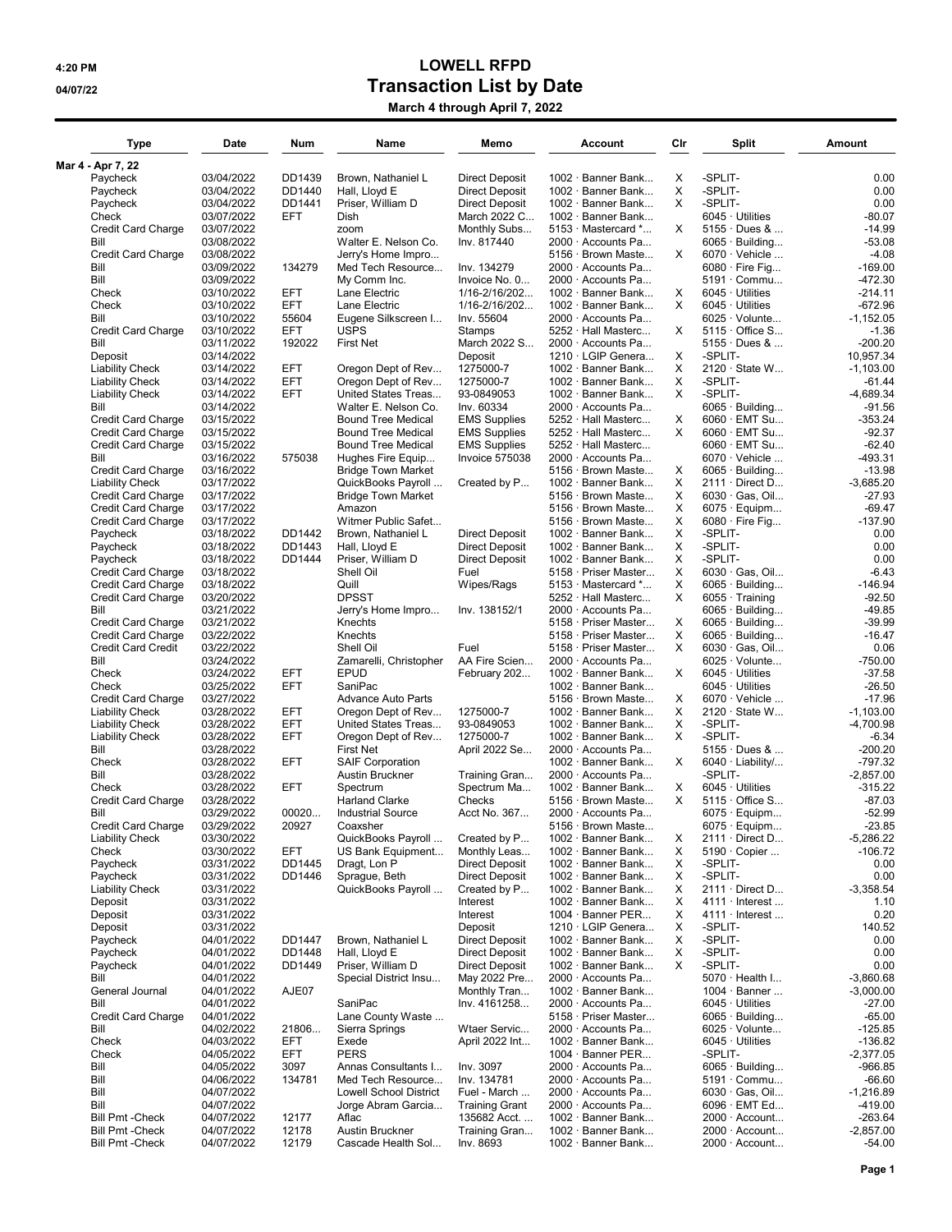# LOWELL RFPD

## Transaction List by Date

### March 4 through April 7, 2022

4:20 PM
04/07/22

| Type | Date | Num | Name | Memo | Account | Clr | Split | Amount |
|---|---|---|---|---|---|---|---|---|
| **Mar 4 - Apr 7, 22** | | | | | | | | |
| Paycheck | 03/04/2022 | DD1439 | Brown, Nathaniel L | Direct Deposit | 1002 · Banner Bank... | X | -SPLIT- | 0.00 |
| Paycheck | 03/04/2022 | DD1440 | Hall, Lloyd E | Direct Deposit | 1002 · Banner Bank... | X | -SPLIT- | 0.00 |
| Paycheck | 03/04/2022 | DD1441 | Priser, William D | Direct Deposit | 1002 · Banner Bank... | X | -SPLIT- | 0.00 |
| Check | 03/07/2022 | EFT | Dish | March 2022 C... | 1002 · Banner Bank... | | 6045 · Utilities | -80.07 |
| Credit Card Charge | 03/07/2022 | | zoom | Monthly Subs... | 5153 · Mastercard *... | X | 5155 · Dues & ... | -14.99 |
| Bill | 03/08/2022 | | Walter E. Nelson Co. | Inv. 817440 | 2000 · Accounts Pa... | | 6065 · Building... | -53.08 |
| Credit Card Charge | 03/08/2022 | | Jerry's Home Impro... | | 5156 · Brown Maste... | X | 6070 · Vehicle ... | -4.08 |
| Bill | 03/09/2022 | 134279 | Med Tech Resource... | Inv. 134279 | 2000 · Accounts Pa... | | 6080 · Fire Fig... | -169.00 |
| Bill | 03/09/2022 | | My Comm Inc. | Invoice No. 0... | 2000 · Accounts Pa... | | 5191 · Commu... | -472.30 |
| Check | 03/10/2022 | EFT | Lane Electric | 1/16-2/16/202... | 1002 · Banner Bank... | X | 6045 · Utilities | -214.11 |
| Check | 03/10/2022 | EFT | Lane Electric | 1/16-2/16/202... | 1002 · Banner Bank... | X | 6045 · Utilities | -672.96 |
| Bill | 03/10/2022 | 55604 | Eugene Silkscreen I... | Inv. 55604 | 2000 · Accounts Pa... | | 6025 · Volunte... | -1,152.05 |
| Credit Card Charge | 03/10/2022 | EFT | USPS | Stamps | 5252 · Hall Masterc... | X | 5115 · Office S... | -1.36 |
| Bill | 03/11/2022 | 192022 | First Net | March 2022 S... | 2000 · Accounts Pa... | | 5155 · Dues & ... | -200.20 |
| Deposit | 03/14/2022 | | | Deposit | 1210 · LGIP Genera... | X | -SPLIT- | 10,957.34 |
| Liability Check | 03/14/2022 | EFT | Oregon Dept of Rev... | 1275000-7 | 1002 · Banner Bank... | X | 2120 · State W... | -1,103.00 |
| Liability Check | 03/14/2022 | EFT | Oregon Dept of Rev... | 1275000-7 | 1002 · Banner Bank... | X | -SPLIT- | -61.44 |
| Liability Check | 03/14/2022 | EFT | United States Treas... | 93-0849053 | 1002 · Banner Bank... | X | -SPLIT- | -4,689.34 |
| Bill | 03/14/2022 | | Walter E. Nelson Co. | Inv. 60334 | 2000 · Accounts Pa... | | 6065 · Building... | -91.56 |
| Credit Card Charge | 03/15/2022 | | Bound Tree Medical | EMS Supplies | 5252 · Hall Masterc... | X | 6060 · EMT Su... | -353.24 |
| Credit Card Charge | 03/15/2022 | | Bound Tree Medical | EMS Supplies | 5252 · Hall Masterc... | X | 6060 · EMT Su... | -92.37 |
| Credit Card Charge | 03/15/2022 | | Bound Tree Medical | EMS Supplies | 5252 · Hall Masterc... | | 6060 · EMT Su... | -62.40 |
| Bill | 03/16/2022 | 575038 | Hughes Fire Equip... | Invoice 575038 | 2000 · Accounts Pa... | | 6070 · Vehicle ... | -493.31 |
| Credit Card Charge | 03/16/2022 | | Bridge Town Market | | 5156 · Brown Maste... | X | 6065 · Building... | -13.98 |
| Liability Check | 03/17/2022 | | QuickBooks Payroll ... | Created by P... | 1002 · Banner Bank... | X | 2111 · Direct D... | -3,685.20 |
| Credit Card Charge | 03/17/2022 | | Bridge Town Market | | 5156 · Brown Maste... | X | 6030 · Gas, Oil... | -27.93 |
| Credit Card Charge | 03/17/2022 | | Amazon | | 5156 · Brown Maste... | X | 6075 · Equipm... | -69.47 |
| Credit Card Charge | 03/17/2022 | | Witmer Public Safet... | | 5156 · Brown Maste... | X | 6080 · Fire Fig... | -137.90 |
| Paycheck | 03/18/2022 | DD1442 | Brown, Nathaniel L | Direct Deposit | 1002 · Banner Bank... | X | -SPLIT- | 0.00 |
| Paycheck | 03/18/2022 | DD1443 | Hall, Lloyd E | Direct Deposit | 1002 · Banner Bank... | X | -SPLIT- | 0.00 |
| Paycheck | 03/18/2022 | DD1444 | Priser, William D | Direct Deposit | 1002 · Banner Bank... | X | -SPLIT- | 0.00 |
| Credit Card Charge | 03/18/2022 | | Shell Oil | Fuel | 5158 · Priser Master... | X | 6030 · Gas, Oil... | -6.43 |
| Credit Card Charge | 03/18/2022 | | Quill | Wipes/Rags | 5153 · Mastercard *... | X | 6065 · Building... | -146.94 |
| Credit Card Charge | 03/20/2022 | | DPSST | | 5252 · Hall Masterc... | X | 6055 · Training | -92.50 |
| Bill | 03/21/2022 | | Jerry's Home Impro... | Inv. 138152/1 | 2000 · Accounts Pa... | | 6065 · Building... | -49.85 |
| Credit Card Charge | 03/21/2022 | | Knechts | | 5158 · Priser Master... | X | 6065 · Building... | -39.99 |
| Credit Card Charge | 03/22/2022 | | Knechts | | 5158 · Priser Master... | X | 6065 · Building... | -16.47 |
| Credit Card Credit | 03/22/2022 | | Shell Oil | Fuel | 5158 · Priser Master... | X | 6030 · Gas, Oil... | 0.06 |
| Bill | 03/24/2022 | | Zamarelli, Christopher | AA Fire Scien... | 2000 · Accounts Pa... | | 6025 · Volunte... | -750.00 |
| Check | 03/24/2022 | EFT | EPUD | February 202... | 1002 · Banner Bank... | X | 6045 · Utilities | -37.58 |
| Check | 03/25/2022 | EFT | SaniPac | | 1002 · Banner Bank... | | 6045 · Utilities | -26.50 |
| Credit Card Charge | 03/27/2022 | | Advance Auto Parts | | 5156 · Brown Maste... | X | 6070 · Vehicle ... | -17.96 |
| Liability Check | 03/28/2022 | EFT | Oregon Dept of Rev... | 1275000-7 | 1002 · Banner Bank... | X | 2120 · State W... | -1,103.00 |
| Liability Check | 03/28/2022 | EFT | United States Treas... | 93-0849053 | 1002 · Banner Bank... | X | -SPLIT- | -4,700.98 |
| Liability Check | 03/28/2022 | EFT | Oregon Dept of Rev... | 1275000-7 | 1002 · Banner Bank... | X | -SPLIT- | -6.34 |
| Bill | 03/28/2022 | | First Net | April 2022 Se... | 2000 · Accounts Pa... | | 5155 · Dues & ... | -200.20 |
| Check | 03/28/2022 | EFT | SAIF Corporation | | 1002 · Banner Bank... | X | 6040 · Liability/... | -797.32 |
| Bill | 03/28/2022 | | Austin Bruckner | Training Gran... | 2000 · Accounts Pa... | | -SPLIT- | -2,857.00 |
| Check | 03/28/2022 | EFT | Spectrum | Spectrum Ma... | 1002 · Banner Bank... | X | 6045 · Utilities | -315.22 |
| Credit Card Charge | 03/28/2022 | | Harland Clarke | Checks | 5156 · Brown Maste... | X | 5115 · Office S... | -87.03 |
| Bill | 03/29/2022 | 00020... | Industrial Source | Acct No. 367... | 2000 · Accounts Pa... | | 6075 · Equipm... | -52.99 |
| Credit Card Charge | 03/29/2022 | 20927 | Coaxsher | | 5156 · Brown Maste... | | 6075 · Equipm... | -23.85 |
| Liability Check | 03/30/2022 | | QuickBooks Payroll ... | Created by P... | 1002 · Banner Bank... | X | 2111 · Direct D... | -5,286.22 |
| Check | 03/30/2022 | EFT | US Bank Equipment... | Monthly Leas... | 1002 · Banner Bank... | X | 5190 · Copier ... | -106.72 |
| Paycheck | 03/31/2022 | DD1445 | Dragt, Lon P | Direct Deposit | 1002 · Banner Bank... | X | -SPLIT- | 0.00 |
| Paycheck | 03/31/2022 | DD1446 | Sprague, Beth | Direct Deposit | 1002 · Banner Bank... | X | -SPLIT- | 0.00 |
| Liability Check | 03/31/2022 | | QuickBooks Payroll ... | Created by P... | 1002 · Banner Bank... | X | 2111 · Direct D... | -3,358.54 |
| Deposit | 03/31/2022 | | | Interest | 1002 · Banner Bank... | X | 4111 · Interest ... | 1.10 |
| Deposit | 03/31/2022 | | | Interest | 1004 · Banner PER... | X | 4111 · Interest ... | 0.20 |
| Deposit | 03/31/2022 | | | Deposit | 1210 · LGIP Genera... | X | -SPLIT- | 140.52 |
| Paycheck | 04/01/2022 | DD1447 | Brown, Nathaniel L | Direct Deposit | 1002 · Banner Bank... | X | -SPLIT- | 0.00 |
| Paycheck | 04/01/2022 | DD1448 | Hall, Lloyd E | Direct Deposit | 1002 · Banner Bank... | X | -SPLIT- | 0.00 |
| Paycheck | 04/01/2022 | DD1449 | Priser, William D | Direct Deposit | 1002 · Banner Bank... | X | -SPLIT- | 0.00 |
| Bill | 04/01/2022 | | Special District Insu... | May 2022 Pre... | 2000 · Accounts Pa... | | 5070 · Health I... | -3,860.68 |
| General Journal | 04/01/2022 | AJE07 | | Monthly Tran... | 1002 · Banner Bank... | | 1004 · Banner ... | -3,000.00 |
| Bill | 04/01/2022 | | SaniPac | Inv. 4161258... | 2000 · Accounts Pa... | | 6045 · Utilities | -27.00 |
| Credit Card Charge | 04/01/2022 | | Lane County Waste ... | | 5158 · Priser Master... | | 6065 · Building... | -65.00 |
| Bill | 04/02/2022 | 21806... | Sierra Springs | Wtaer Servic... | 2000 · Accounts Pa... | | 6025 · Volunte... | -125.85 |
| Check | 04/03/2022 | EFT | Exede | April 2022 Int... | 1002 · Banner Bank... | | 6045 · Utilities | -136.82 |
| Check | 04/05/2022 | EFT | PERS | | 1004 · Banner PER... | | -SPLIT- | -2,377.05 |
| Bill | 04/05/2022 | 3097 | Annas Consultants I... | Inv. 3097 | 2000 · Accounts Pa... | | 6065 · Building... | -966.85 |
| Bill | 04/06/2022 | 134781 | Med Tech Resource... | Inv. 134781 | 2000 · Accounts Pa... | | 5191 · Commu... | -66.60 |
| Bill | 04/07/2022 | | Lowell School District | Fuel - March ... | 2000 · Accounts Pa... | | 6030 · Gas, Oil... | -1,216.89 |
| Bill | 04/07/2022 | | Jorge Abram Garcia... | Training Grant | 2000 · Accounts Pa... | | 6096 · EMT Ed... | -419.00 |
| Bill Pmt -Check | 04/07/2022 | 12177 | Aflac | 135682 Acct. ... | 1002 · Banner Bank... | | 2000 · Account... | -263.64 |
| Bill Pmt -Check | 04/07/2022 | 12178 | Austin Bruckner | Training Gran... | 1002 · Banner Bank... | | 2000 · Account... | -2,857.00 |
| Bill Pmt -Check | 04/07/2022 | 12179 | Cascade Health Sol... | Inv. 8693 | 1002 · Banner Bank... | | 2000 · Account... | -54.00 |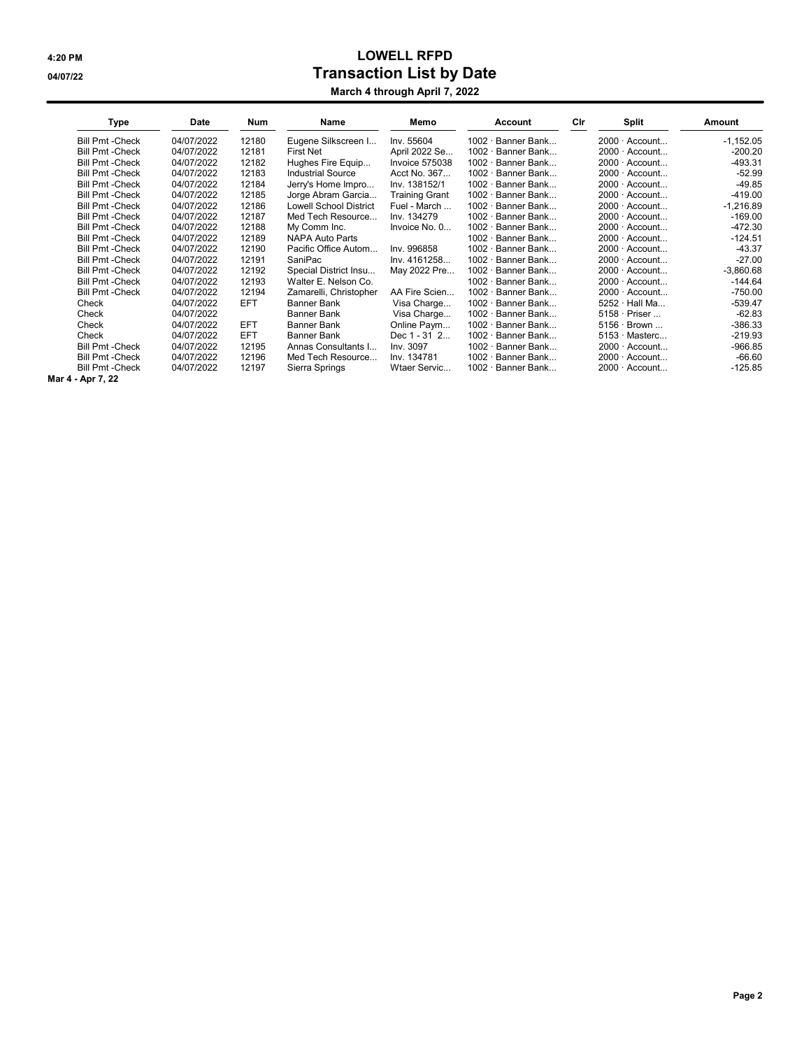# LOWELL RFPD

## Transaction List by Date

**March 4 through April 7, 2022**

| Type | Date | Num | Name | Memo | Account | Clr | Split | Amount |
|---|---|---|---|---|---|---|---|---|
| Bill Pmt -Check | 04/07/2022 | 12180 | Eugene Silkscreen I... | Inv. 55604 | 1002 · Banner Bank... | | 2000 · Account... | -1,152.05 |
| Bill Pmt -Check | 04/07/2022 | 12181 | First Net | April 2022 Se... | 1002 · Banner Bank... | | 2000 · Account... | -200.20 |
| Bill Pmt -Check | 04/07/2022 | 12182 | Hughes Fire Equip... | Invoice 575038 | 1002 · Banner Bank... | | 2000 · Account... | -493.31 |
| Bill Pmt -Check | 04/07/2022 | 12183 | Industrial Source | Acct No. 367... | 1002 · Banner Bank... | | 2000 · Account... | -52.99 |
| Bill Pmt -Check | 04/07/2022 | 12184 | Jerry's Home Impro... | Inv. 138152/1 | 1002 · Banner Bank... | | 2000 · Account... | -49.85 |
| Bill Pmt -Check | 04/07/2022 | 12185 | Jorge Abram Garcia... | Training Grant | 1002 · Banner Bank... | | 2000 · Account... | -419.00 |
| Bill Pmt -Check | 04/07/2022 | 12186 | Lowell School District | Fuel - March ... | 1002 · Banner Bank... | | 2000 · Account... | -1,216.89 |
| Bill Pmt -Check | 04/07/2022 | 12187 | Med Tech Resource... | Inv. 134279 | 1002 · Banner Bank... | | 2000 · Account... | -169.00 |
| Bill Pmt -Check | 04/07/2022 | 12188 | My Comm Inc. | Invoice No. 0... | 1002 · Banner Bank... | | 2000 · Account... | -472.30 |
| Bill Pmt -Check | 04/07/2022 | 12189 | NAPA Auto Parts | | 1002 · Banner Bank... | | 2000 · Account... | -124.51 |
| Bill Pmt -Check | 04/07/2022 | 12190 | Pacific Office Autom... | Inv. 996858 | 1002 · Banner Bank... | | 2000 · Account... | -43.37 |
| Bill Pmt -Check | 04/07/2022 | 12191 | SaniPac | Inv. 4161258... | 1002 · Banner Bank... | | 2000 · Account... | -27.00 |
| Bill Pmt -Check | 04/07/2022 | 12192 | Special District Insu... | May 2022 Pre... | 1002 · Banner Bank... | | 2000 · Account... | -3,860.68 |
| Bill Pmt -Check | 04/07/2022 | 12193 | Walter E. Nelson Co. | | 1002 · Banner Bank... | | 2000 · Account... | -144.64 |
| Bill Pmt -Check | 04/07/2022 | 12194 | Zamarelli, Christopher | AA Fire Scien... | 1002 · Banner Bank... | | 2000 · Account... | -750.00 |
| Check | 04/07/2022 | EFT | Banner Bank | Visa Charge... | 1002 · Banner Bank... | | 5252 · Hall Ma... | -539.47 |
| Check | 04/07/2022 | | Banner Bank | Visa Charge... | 1002 · Banner Bank... | | 5158 · Priser ... | -62.83 |
| Check | 04/07/2022 | EFT | Banner Bank | Online Paym... | 1002 · Banner Bank... | | 5156 · Brown ... | -386.33 |
| Check | 04/07/2022 | EFT | Banner Bank | Dec 1 - 31 2... | 1002 · Banner Bank... | | 5153 · Masterc... | -219.93 |
| Bill Pmt -Check | 04/07/2022 | 12195 | Annas Consultants I... | Inv. 3097 | 1002 · Banner Bank... | | 2000 · Account... | -966.85 |
| Bill Pmt -Check | 04/07/2022 | 12196 | Med Tech Resource... | Inv. 134781 | 1002 · Banner Bank... | | 2000 · Account... | -66.60 |
| Bill Pmt -Check | 04/07/2022 | 12197 | Sierra Springs | Wtaer Servic... | 1002 · Banner Bank... | | 2000 · Account... | -125.85 |

**Mar 4 - Apr 7, 22**